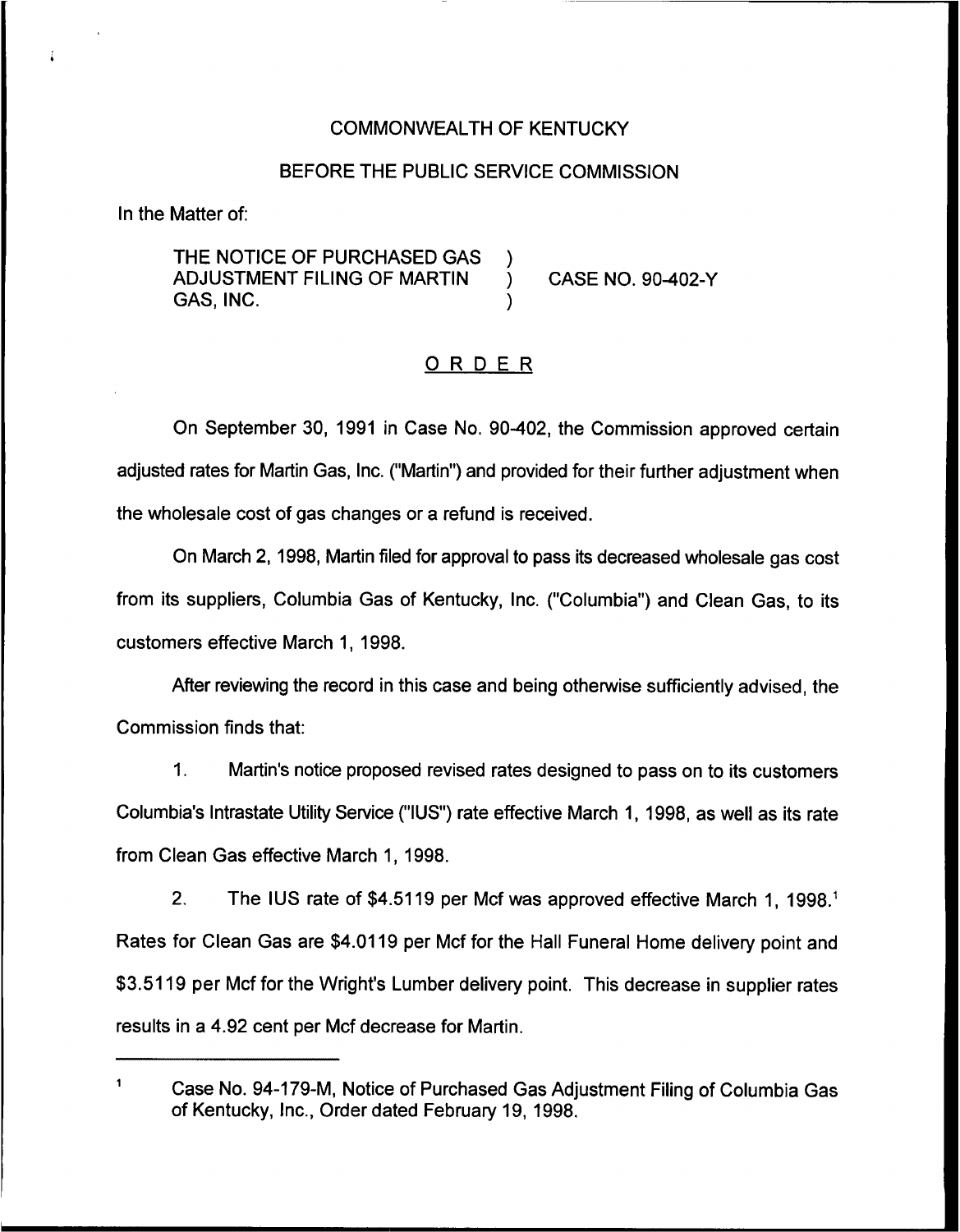COMMONWEALTH OF KENTUCKY

BEFORE THE PUBLIC SERVICE COMMISSION

In the Matter of:

THE NOTICE OF PURCHASED GAS ADJUSTMENT FILING OF MARTIN GAS, INC. ) CASE NO. 90-402-Y

## ORDER

On September 30, 1991 in Case No. 90-402, the Commission approved certain adjusted rates for Martin Gas, Inc. ("Martin") and provided for their further adjustment when the wholesale cost of gas changes or a refund is received.

On March 2, 1998, Martin filed for approval to pass its decreased wholesale gas cost from its suppliers, Columbia Gas of Kentucky, Inc. ("Columbia") and Clean Gas, to its customers effective March 1, 1998.

After reviewing the record in this case and being otherwise sufficiently advised, the Commission finds that:

1. Martin's notice proposed revised rates designed to pass on to its customers Columbia's Intrastate Utility Service ("IUS") rate effective March 1, 1998, as well as its rate from Clean Gas effective March 1, 1998.

2. The IUS rate of $4.5119 per Mcf was approved effective March 1, 1998.[1] Rates for Clean Gas are $4.0119 per Mcf for the Hall Funeral Home delivery point and $3.5119 per Mcf for the Wright's Lumber delivery point. This decrease in supplier rates results in a 4.92 cent per Mcf decrease for Martin.

---

[1] Case No. 94-179-M, Notice of Purchased Gas Adjustment Filing of Columbia Gas of Kentucky, Inc., Order dated February 19, 1998.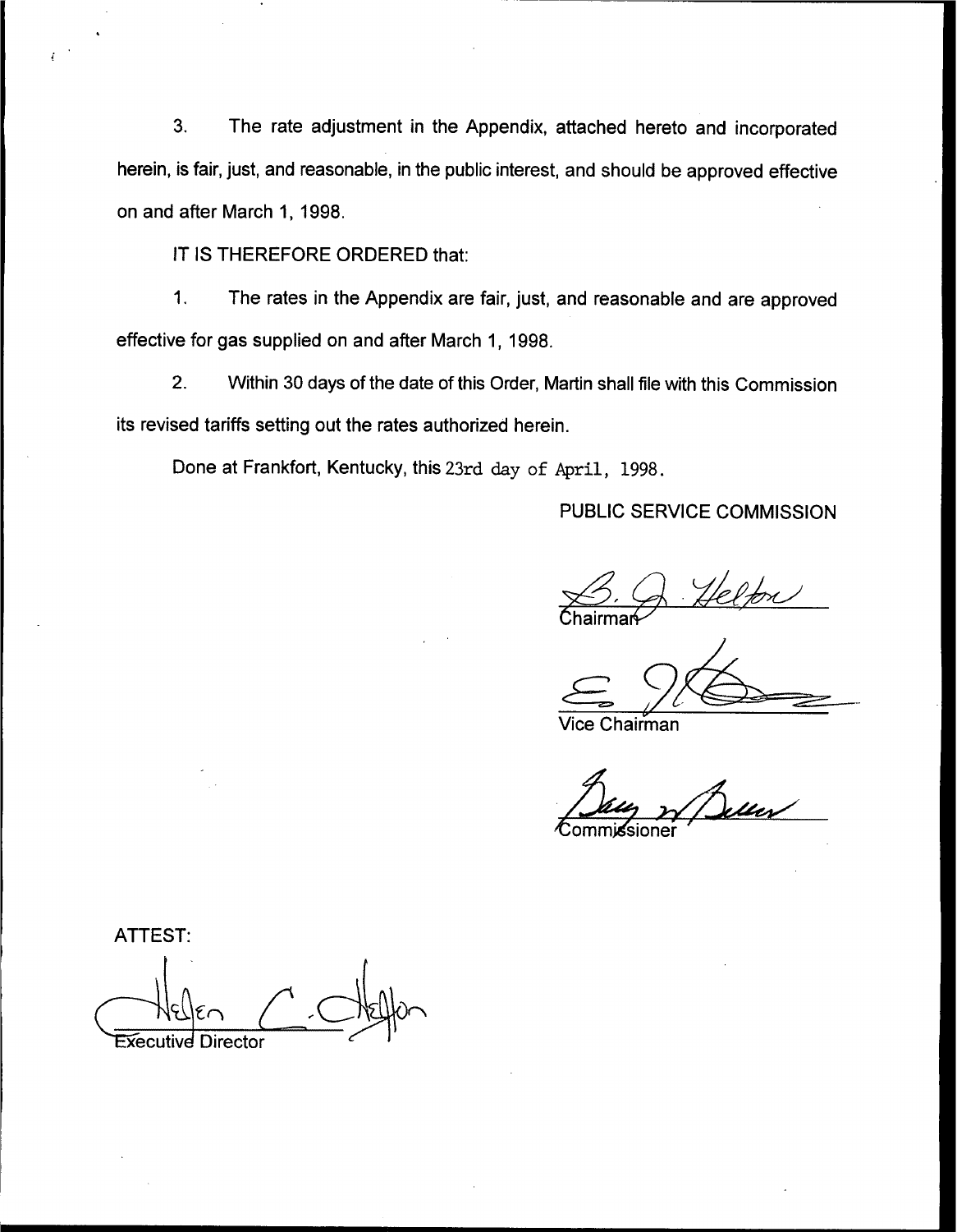3. The rate adjustment in the Appendix, attached hereto and incorporated herein, is fair, just, and reasonable, in the public interest, and should be approved effective on and after March 1, 1998.

IT IS THEREFORE ORDERED that:

1. The rates in the Appendix are fair, just, and reasonable and are approved effective for gas supplied on and after March 1, 1998.

2. Within 30 days of the date of this Order, Martin shall file with this Commission its revised tariffs setting out the rates authorized herein.

Done at Frankfort, Kentucky, this 23rd day of April, 1998.

PUBLIC SERVICE COMMISSION

Chairman

Vice Chairman

Commissioner

ATTEST:

Executive Director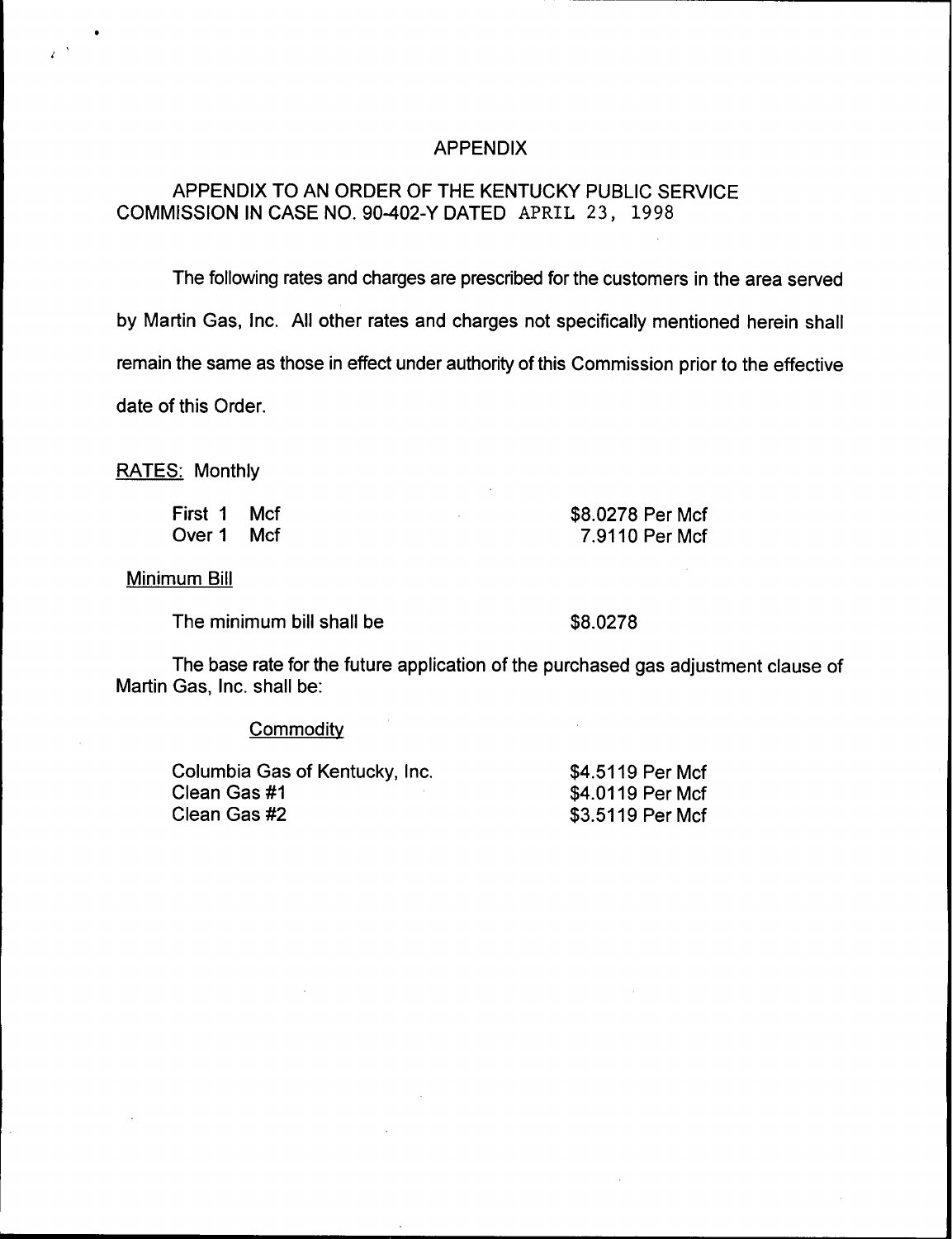# APPENDIX

APPENDIX TO AN ORDER OF THE KENTUCKY PUBLIC SERVICE COMMISSION IN CASE NO. 90-402-Y DATED APRIL 23, 1998

The following rates and charges are prescribed for the customers in the area served by Martin Gas, Inc. All other rates and charges not specifically mentioned herein shall remain the same as those in effect under authority of this Commission prior to the effective date of this Order.

RATES: Monthly

| | |
|---|---|
| First 1 Mcf | $8.0278 Per Mcf |
| Over 1 Mcf | 7.9110 Per Mcf |

Minimum Bill

The minimum bill shall be $8.0278

The base rate for the future application of the purchased gas adjustment clause of Martin Gas, Inc. shall be:

Commodity

| | |
|---|---|
| Columbia Gas of Kentucky, Inc. | $4.5119 Per Mcf |
| Clean Gas #1 | $4.0119 Per Mcf |
| Clean Gas #2 | $3.5119 Per Mcf |